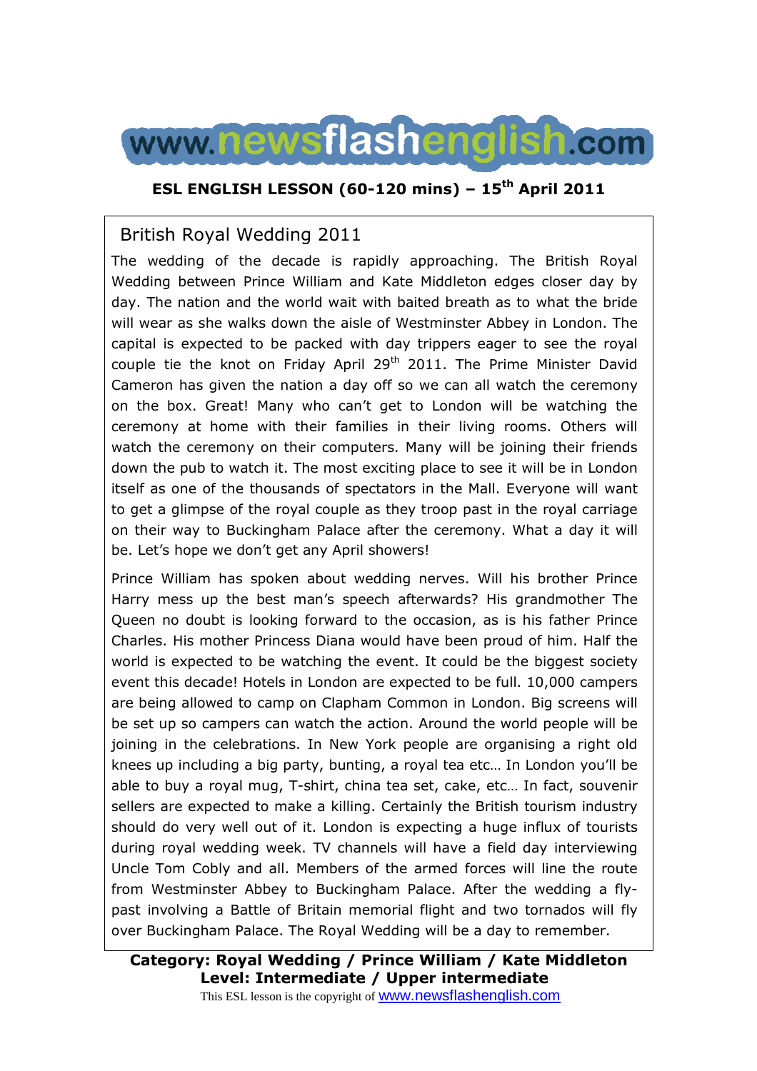# www.newsflashenglish.com

**ESL ENGLISH LESSON (60-120 mins) – 15th April 2011**

## British Royal Wedding 2011

The wedding of the decade is rapidly approaching. The British Royal Wedding between Prince William and Kate Middleton edges closer day by day. The nation and the world wait with baited breath as to what the bride will wear as she walks down the aisle of Westminster Abbey in London. The capital is expected to be packed with day trippers eager to see the royal couple tie the knot on Friday April 29th 2011. The Prime Minister David Cameron has given the nation a day off so we can all watch the ceremony on the box. Great! Many who can't get to London will be watching the ceremony at home with their families in their living rooms. Others will watch the ceremony on their computers. Many will be joining their friends down the pub to watch it. The most exciting place to see it will be in London itself as one of the thousands of spectators in the Mall. Everyone will want to get a glimpse of the royal couple as they troop past in the royal carriage on their way to Buckingham Palace after the ceremony. What a day it will be. Let's hope we don't get any April showers!

Prince William has spoken about wedding nerves. Will his brother Prince Harry mess up the best man's speech afterwards? His grandmother The Queen no doubt is looking forward to the occasion, as is his father Prince Charles. His mother Princess Diana would have been proud of him. Half the world is expected to be watching the event. It could be the biggest society event this decade! Hotels in London are expected to be full. 10,000 campers are being allowed to camp on Clapham Common in London. Big screens will be set up so campers can watch the action. Around the world people will be joining in the celebrations. In New York people are organising a right old knees up including a big party, bunting, a royal tea etc… In London you'll be able to buy a royal mug, T-shirt, china tea set, cake, etc… In fact, souvenir sellers are expected to make a killing. Certainly the British tourism industry should do very well out of it. London is expecting a huge influx of tourists during royal wedding week. TV channels will have a field day interviewing Uncle Tom Cobly and all. Members of the armed forces will line the route from Westminster Abbey to Buckingham Palace. After the wedding a fly-past involving a Battle of Britain memorial flight and two tornados will fly over Buckingham Palace. The Royal Wedding will be a day to remember.

**Category: Royal Wedding / Prince William / Kate Middleton**
**Level: Intermediate / Upper intermediate**

This ESL lesson is the copyright of www.newsflashenglish.com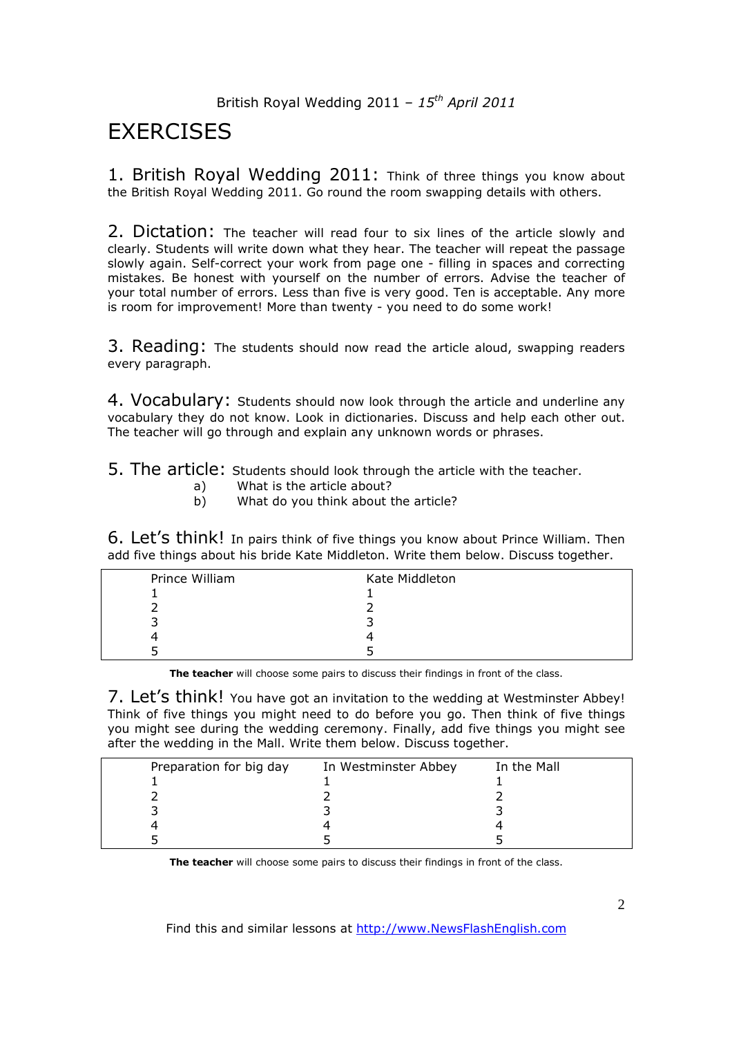British Royal Wedding 2011 – *15th April 2011*

# EXERCISES

**1. British Royal Wedding 2011:** Think of three things you know about the British Royal Wedding 2011. Go round the room swapping details with others.

**2. Dictation:** The teacher will read four to six lines of the article slowly and clearly. Students will write down what they hear. The teacher will repeat the passage slowly again. Self-correct your work from page one - filling in spaces and correcting mistakes. Be honest with yourself on the number of errors. Advise the teacher of your total number of errors. Less than five is very good. Ten is acceptable. Any more is room for improvement! More than twenty - you need to do some work!

**3. Reading:** The students should now read the article aloud, swapping readers every paragraph.

**4. Vocabulary:** Students should now look through the article and underline any vocabulary they do not know. Look in dictionaries. Discuss and help each other out. The teacher will go through and explain any unknown words or phrases.

**5. The article:** Students should look through the article with the teacher.

a) What is the article about?
b) What do you think about the article?

**6. Let's think!** In pairs think of five things you know about Prince William. Then add five things about his bride Kate Middleton. Write them below. Discuss together.

| Prince William | Kate Middleton |
|---|---|
| 1 | 1 |
| 2 | 2 |
| 3 | 3 |
| 4 | 4 |
| 5 | 5 |

**The teacher** will choose some pairs to discuss their findings in front of the class.

**7. Let's think!** You have got an invitation to the wedding at Westminster Abbey! Think of five things you might need to do before you go. Then think of five things you might see during the wedding ceremony. Finally, add five things you might see after the wedding in the Mall. Write them below. Discuss together.

| Preparation for big day | In Westminster Abbey | In the Mall |
|---|---|---|
| 1 | 1 | 1 |
| 2 | 2 | 2 |
| 3 | 3 | 3 |
| 4 | 4 | 4 |
| 5 | 5 | 5 |

**The teacher** will choose some pairs to discuss their findings in front of the class.

Find this and similar lessons at http://www.NewsFlashEnglish.com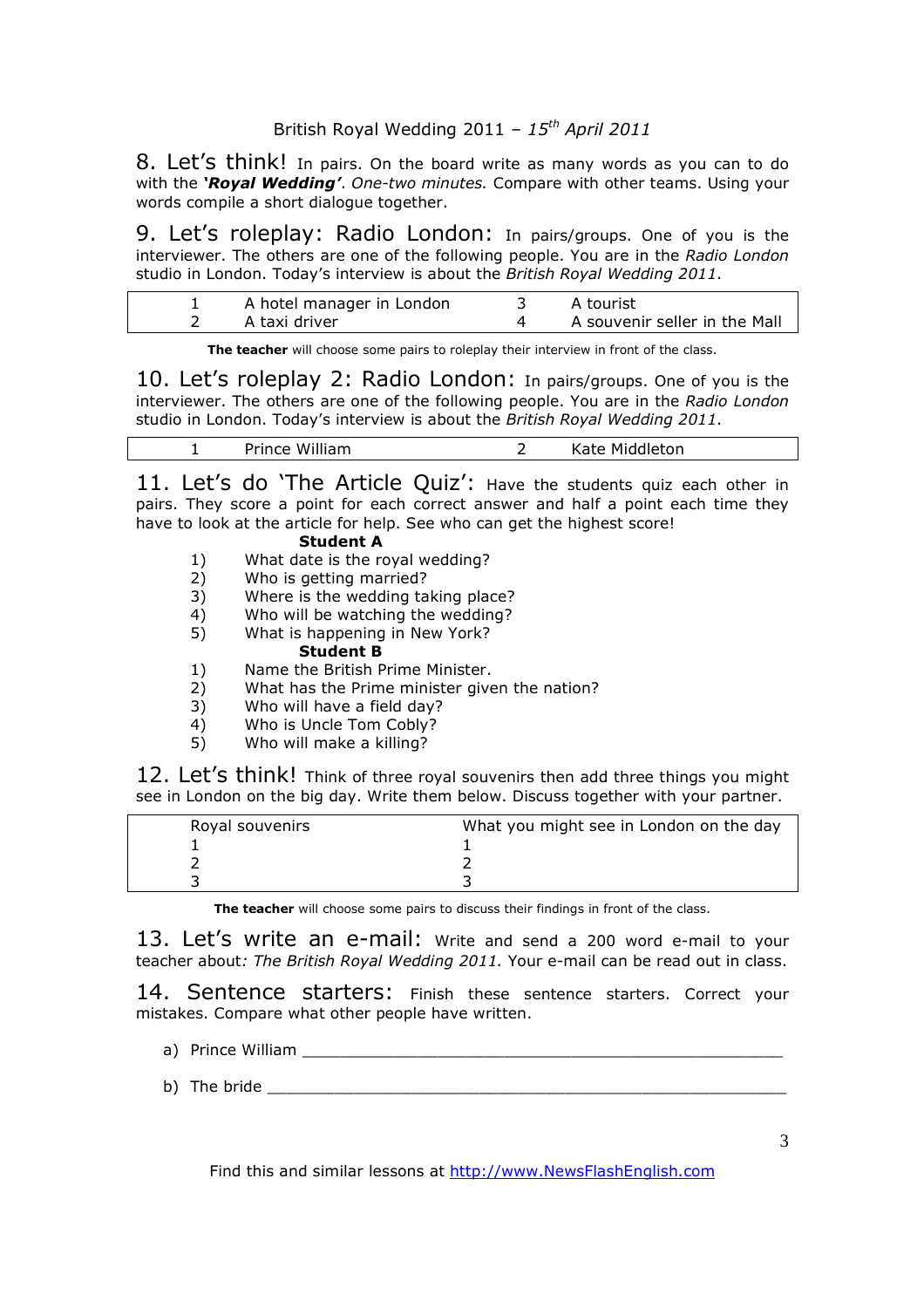8. Let's think! In pairs. On the board write as many words as you can to do with the ***'Royal Wedding'***. *One-two minutes.* Compare with other teams. Using your words compile a short dialogue together.

9. Let's roleplay: Radio London: In pairs/groups. One of you is the interviewer. The others are one of the following people. You are in the *Radio London* studio in London. Today's interview is about the *British Royal Wedding 2011*.

| | | | |
|---|---|---|---|
| 1 | A hotel manager in London | 3 | A tourist |
| 2 | A taxi driver | 4 | A souvenir seller in the Mall |

**The teacher** will choose some pairs to roleplay their interview in front of the class.

10. Let's roleplay 2: Radio London: In pairs/groups. One of you is the interviewer. The others are one of the following people. You are in the *Radio London* studio in London. Today's interview is about the *British Royal Wedding 2011*.

| | | | |
|---|---|---|---|
| 1 | Prince William | 2 | Kate Middleton |

11. Let's do 'The Article Quiz': Have the students quiz each other in pairs. They score a point for each correct answer and half a point each time they have to look at the article for help. See who can get the highest score!

**Student A**

1) What date is the royal wedding?
2) Who is getting married?
3) Where is the wedding taking place?
4) Who will be watching the wedding?
5) What is happening in New York?

**Student B**

1) Name the British Prime Minister.
2) What has the Prime minister given the nation?
3) Who will have a field day?
4) Who is Uncle Tom Cobly?
5) Who will make a killing?

12. Let's think! Think of three royal souvenirs then add three things you might see in London on the big day. Write them below. Discuss together with your partner.

| Royal souvenirs | What you might see in London on the day |
|---|---|
| 1 | 1 |
| 2 | 2 |
| 3 | 3 |

**The teacher** will choose some pairs to discuss their findings in front of the class.

13. Let's write an e-mail: Write and send a 200 word e-mail to your teacher about*: The British Royal Wedding 2011.* Your e-mail can be read out in class.

14. Sentence starters: Finish these sentence starters. Correct your mistakes. Compare what other people have written.

a) Prince William ____________________________________________________

b) The bride ________________________________________________________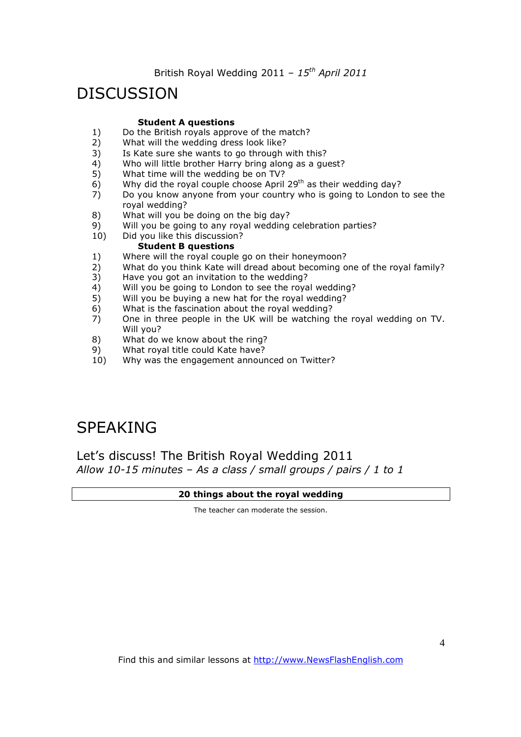# DISCUSSION

**Student A questions**

1) Do the British royals approve of the match?
2) What will the wedding dress look like?
3) Is Kate sure she wants to go through with this?
4) Who will little brother Harry bring along as a guest?
5) What time will the wedding be on TV?
6) Why did the royal couple choose April 29th as their wedding day?
7) Do you know anyone from your country who is going to London to see the royal wedding?
8) What will you be doing on the big day?
9) Will you be going to any royal wedding celebration parties?
10) Did you like this discussion?

**Student B questions**

1) Where will the royal couple go on their honeymoon?
2) What do you think Kate will dread about becoming one of the royal family?
3) Have you got an invitation to the wedding?
4) Will you be going to London to see the royal wedding?
5) Will you be buying a new hat for the royal wedding?
6) What is the fascination about the royal wedding?
7) One in three people in the UK will be watching the royal wedding on TV. Will you?
8) What do we know about the ring?
9) What royal title could Kate have?
10) Why was the engagement announced on Twitter?

# SPEAKING

## Let's discuss! The British Royal Wedding 2011

*Allow 10-15 minutes – As a class / small groups / pairs / 1 to 1*

| **20 things about the royal wedding** |
| --- |

The teacher can moderate the session.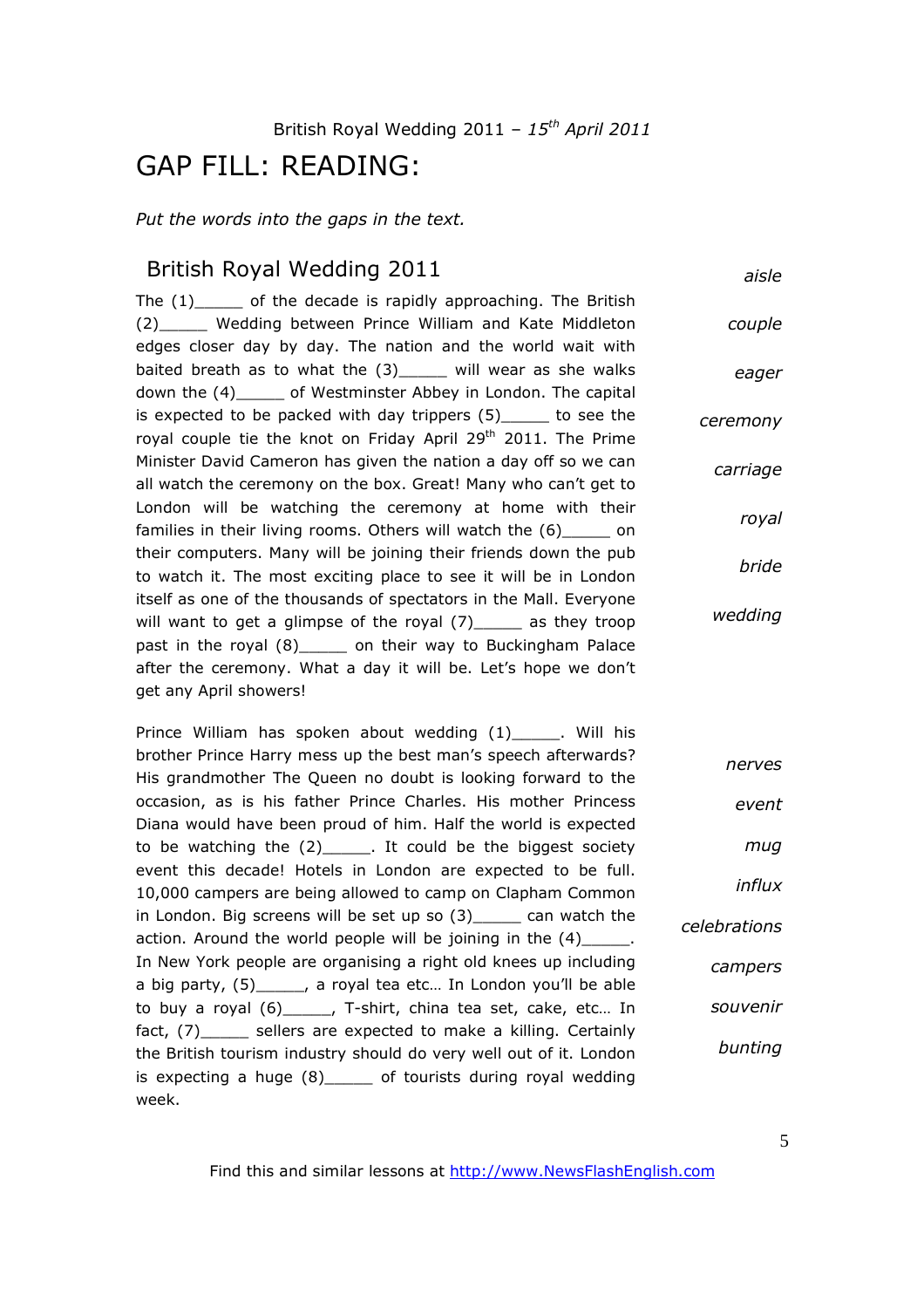British Royal Wedding 2011 – *15th April 2011*

# GAP FILL: READING:

*Put the words into the gaps in the text.*

## British Royal Wedding 2011

The (1)_____ of the decade is rapidly approaching. The British (2)_____ Wedding between Prince William and Kate Middleton edges closer day by day. The nation and the world wait with baited breath as to what the (3)_____ will wear as she walks down the (4)_____ of Westminster Abbey in London. The capital is expected to be packed with day trippers (5)_____ to see the royal couple tie the knot on Friday April 29th 2011. The Prime Minister David Cameron has given the nation a day off so we can all watch the ceremony on the box. Great! Many who can't get to London will be watching the ceremony at home with their families in their living rooms. Others will watch the (6)_____ on their computers. Many will be joining their friends down the pub to watch it. The most exciting place to see it will be in London itself as one of the thousands of spectators in the Mall. Everyone will want to get a glimpse of the royal (7)_____ as they troop past in the royal (8)_____ on their way to Buckingham Palace after the ceremony. What a day it will be. Let's hope we don't get any April showers!

*aisle*

*couple*

*eager*

*ceremony*

*carriage*

*royal*

*bride*

*wedding*

Prince William has spoken about wedding (1)_____. Will his brother Prince Harry mess up the best man's speech afterwards? His grandmother The Queen no doubt is looking forward to the occasion, as is his father Prince Charles. His mother Princess Diana would have been proud of him. Half the world is expected to be watching the (2)_____. It could be the biggest society event this decade! Hotels in London are expected to be full. 10,000 campers are being allowed to camp on Clapham Common in London. Big screens will be set up so (3)_____ can watch the action. Around the world people will be joining in the (4)_____. In New York people are organising a right old knees up including a big party, (5)_____, a royal tea etc… In London you'll be able to buy a royal (6)_____, T-shirt, china tea set, cake, etc… In fact, (7)_____ sellers are expected to make a killing. Certainly the British tourism industry should do very well out of it. London is expecting a huge (8)_____ of tourists during royal wedding week.

*nerves*

*event*

*mug*

*influx*

*celebrations*

*campers*

*souvenir*

*bunting*

Find this and similar lessons at http://www.NewsFlashEnglish.com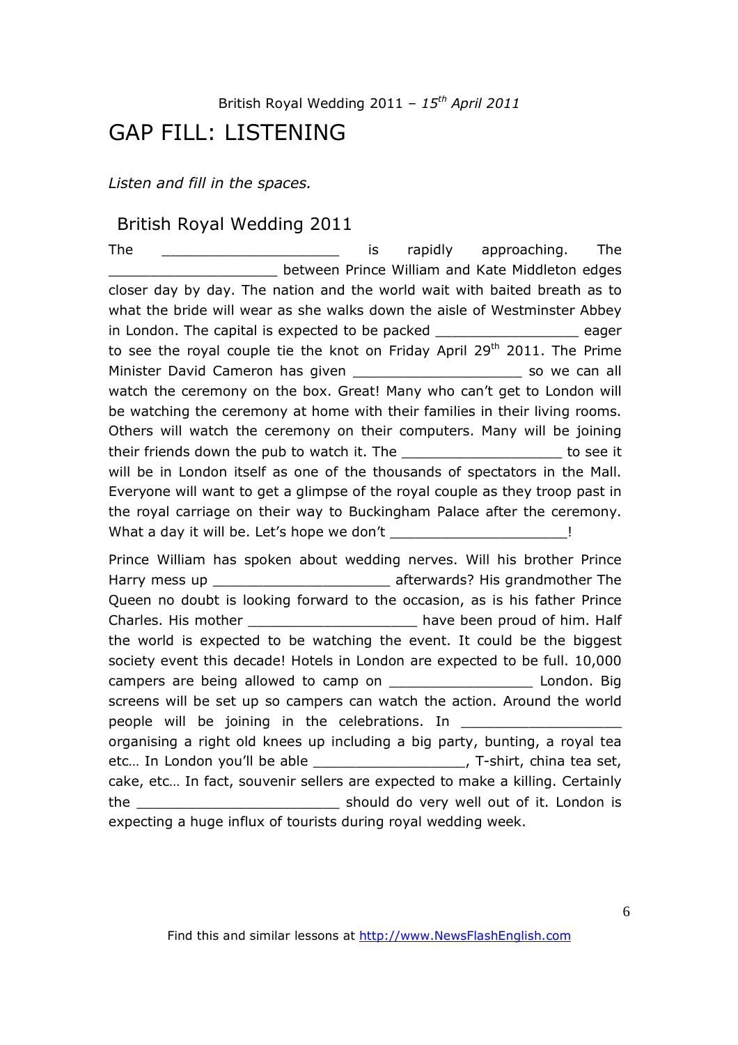British Royal Wedding 2011 – *15th April 2011*

# GAP FILL: LISTENING

*Listen and fill in the spaces.*

## British Royal Wedding 2011

The _____________________ is rapidly approaching. The ____________________ between Prince William and Kate Middleton edges closer day by day. The nation and the world wait with baited breath as to what the bride will wear as she walks down the aisle of Westminster Abbey in London. The capital is expected to be packed _________________ eager to see the royal couple tie the knot on Friday April 29th 2011. The Prime Minister David Cameron has given ____________________ so we can all watch the ceremony on the box. Great! Many who can't get to London will be watching the ceremony at home with their families in their living rooms. Others will watch the ceremony on their computers. Many will be joining their friends down the pub to watch it. The ___________________ to see it will be in London itself as one of the thousands of spectators in the Mall. Everyone will want to get a glimpse of the royal couple as they troop past in the royal carriage on their way to Buckingham Palace after the ceremony. What a day it will be. Let's hope we don't _____________________!

Prince William has spoken about wedding nerves. Will his brother Prince Harry mess up _____________________ afterwards? His grandmother The Queen no doubt is looking forward to the occasion, as is his father Prince Charles. His mother ____________________ have been proud of him. Half the world is expected to be watching the event. It could be the biggest society event this decade! Hotels in London are expected to be full. 10,000 campers are being allowed to camp on _________________ London. Big screens will be set up so campers can watch the action. Around the world people will be joining in the celebrations. In ___________________ organising a right old knees up including a big party, bunting, a royal tea etc… In London you'll be able __________________, T-shirt, china tea set, cake, etc… In fact, souvenir sellers are expected to make a killing. Certainly the ________________________ should do very well out of it. London is expecting a huge influx of tourists during royal wedding week.

Find this and similar lessons at http://www.NewsFlashEnglish.com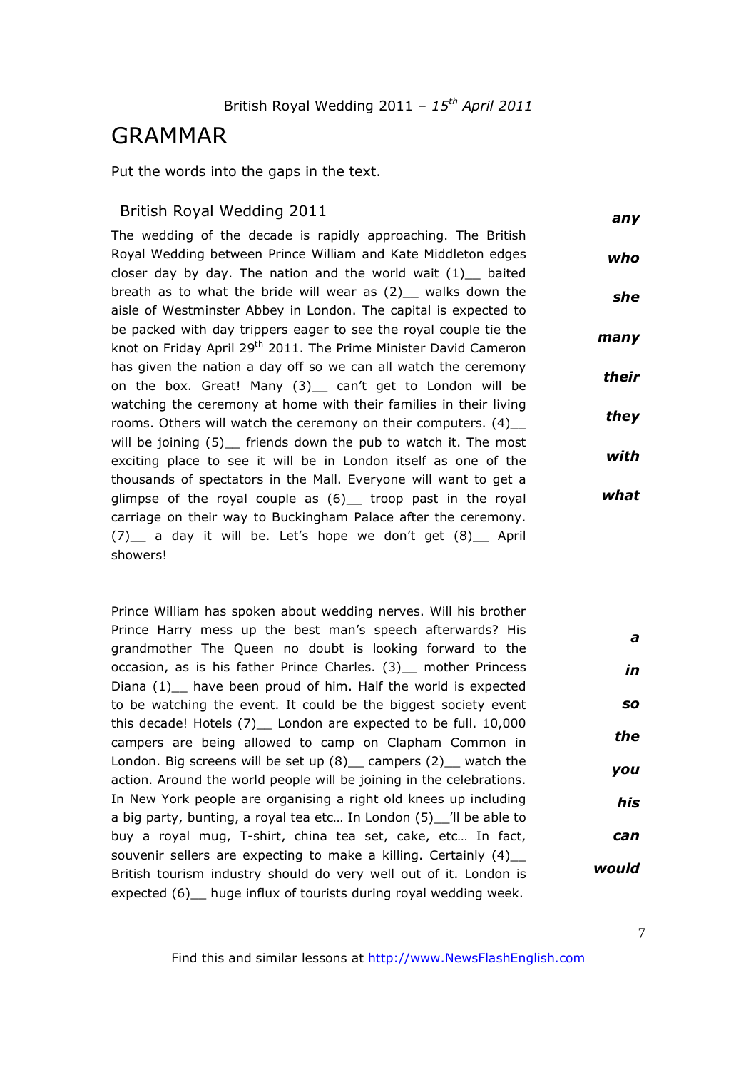British Royal Wedding 2011 – *15th April 2011*

# GRAMMAR

Put the words into the gaps in the text.

## British Royal Wedding 2011

The wedding of the decade is rapidly approaching. The British Royal Wedding between Prince William and Kate Middleton edges closer day by day. The nation and the world wait (1)__ baited breath as to what the bride will wear as (2)__ walks down the aisle of Westminster Abbey in London. The capital is expected to be packed with day trippers eager to see the royal couple tie the knot on Friday April 29th 2011. The Prime Minister David Cameron has given the nation a day off so we can all watch the ceremony on the box. Great! Many (3)__ can't get to London will be watching the ceremony at home with their families in their living rooms. Others will watch the ceremony on their computers. (4)__ will be joining (5)__ friends down the pub to watch it. The most exciting place to see it will be in London itself as one of the thousands of spectators in the Mall. Everyone will want to get a glimpse of the royal couple as (6)__ troop past in the royal carriage on their way to Buckingham Palace after the ceremony. (7)__ a day it will be. Let's hope we don't get (8)__ April showers!

***any***
***who***
***she***
***many***
***their***
***they***
***with***
***what***

Prince William has spoken about wedding nerves. Will his brother Prince Harry mess up the best man's speech afterwards? His grandmother The Queen no doubt is looking forward to the occasion, as is his father Prince Charles. (3)__ mother Princess Diana (1)__ have been proud of him. Half the world is expected to be watching the event. It could be the biggest society event this decade! Hotels (7)__ London are expected to be full. 10,000 campers are being allowed to camp on Clapham Common in London. Big screens will be set up (8)__ campers (2)__ watch the action. Around the world people will be joining in the celebrations. In New York people are organising a right old knees up including a big party, bunting, a royal tea etc… In London (5)__'ll be able to buy a royal mug, T-shirt, china tea set, cake, etc… In fact, souvenir sellers are expecting to make a killing. Certainly (4)__ British tourism industry should do very well out of it. London is expected (6)__ huge influx of tourists during royal wedding week.

***a***
***in***
***so***
***the***
***you***
***his***
***can***
***would***

Find this and similar lessons at http://www.NewsFlashEnglish.com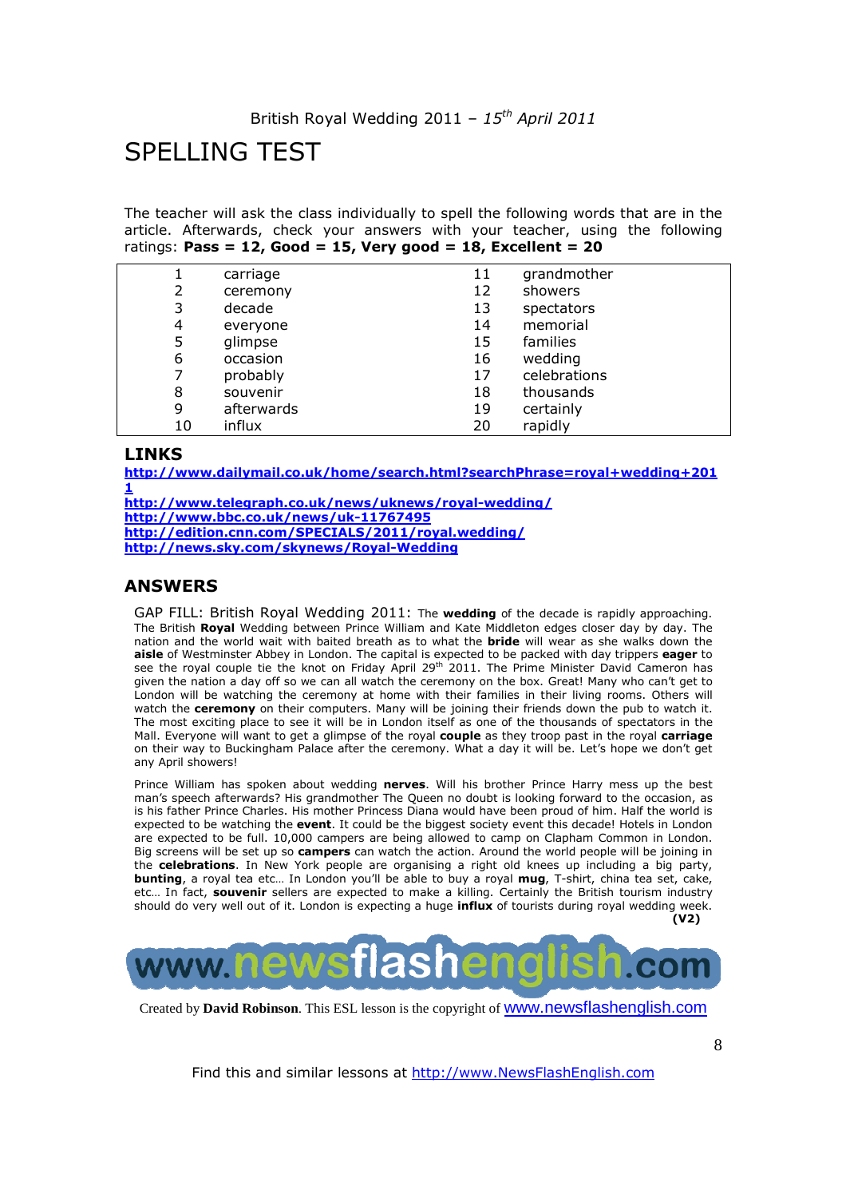British Royal Wedding 2011 – *15th April 2011*

# SPELLING TEST

The teacher will ask the class individually to spell the following words that are in the article. Afterwards, check your answers with your teacher, using the following ratings: **Pass = 12, Good = 15, Very good = 18, Excellent = 20**

| | | | |
|---|---|---|---|
| 1 | carriage | 11 | grandmother |
| 2 | ceremony | 12 | showers |
| 3 | decade | 13 | spectators |
| 4 | everyone | 14 | memorial |
| 5 | glimpse | 15 | families |
| 6 | occasion | 16 | wedding |
| 7 | probably | 17 | celebrations |
| 8 | souvenir | 18 | thousands |
| 9 | afterwards | 19 | certainly |
| 10 | influx | 20 | rapidly |

## LINKS

**http://www.dailymail.co.uk/home/search.html?searchPhrase=royal+wedding+2011**
**http://www.telegraph.co.uk/news/uknews/royal-wedding/**
**http://www.bbc.co.uk/news/uk-11767495**
**http://edition.cnn.com/SPECIALS/2011/royal.wedding/**
**http://news.sky.com/skynews/Royal-Wedding**

## ANSWERS

GAP FILL: British Royal Wedding 2011: The **wedding** of the decade is rapidly approaching. The British **Royal** Wedding between Prince William and Kate Middleton edges closer day by day. The nation and the world wait with baited breath as to what the **bride** will wear as she walks down the **aisle** of Westminster Abbey in London. The capital is expected to be packed with day trippers **eager** to see the royal couple tie the knot on Friday April 29th 2011. The Prime Minister David Cameron has given the nation a day off so we can all watch the ceremony on the box. Great! Many who can't get to London will be watching the ceremony at home with their families in their living rooms. Others will watch the **ceremony** on their computers. Many will be joining their friends down the pub to watch it. The most exciting place to see it will be in London itself as one of the thousands of spectators in the Mall. Everyone will want to get a glimpse of the royal **couple** as they troop past in the royal **carriage** on their way to Buckingham Palace after the ceremony. What a day it will be. Let's hope we don't get any April showers!

Prince William has spoken about wedding **nerves**. Will his brother Prince Harry mess up the best man's speech afterwards? His grandmother The Queen no doubt is looking forward to the occasion, as is his father Prince Charles. His mother Princess Diana would have been proud of him. Half the world is expected to be watching the **event**. It could be the biggest society event this decade! Hotels in London are expected to be full. 10,000 campers are being allowed to camp on Clapham Common in London. Big screens will be set up so **campers** can watch the action. Around the world people will be joining in the **celebrations**. In New York people are organising a right old knees up including a big party, **bunting**, a royal tea etc… In London you'll be able to buy a royal **mug**, T-shirt, china tea set, cake, etc… In fact, **souvenir** sellers are expected to make a killing. Certainly the British tourism industry should do very well out of it. London is expecting a huge **influx** of tourists during royal wedding week. **(V2)**

www.newsflashenglish.com

Created by **David Robinson**. This ESL lesson is the copyright of www.newsflashenglish.com

Find this and similar lessons at http://www.NewsFlashEnglish.com